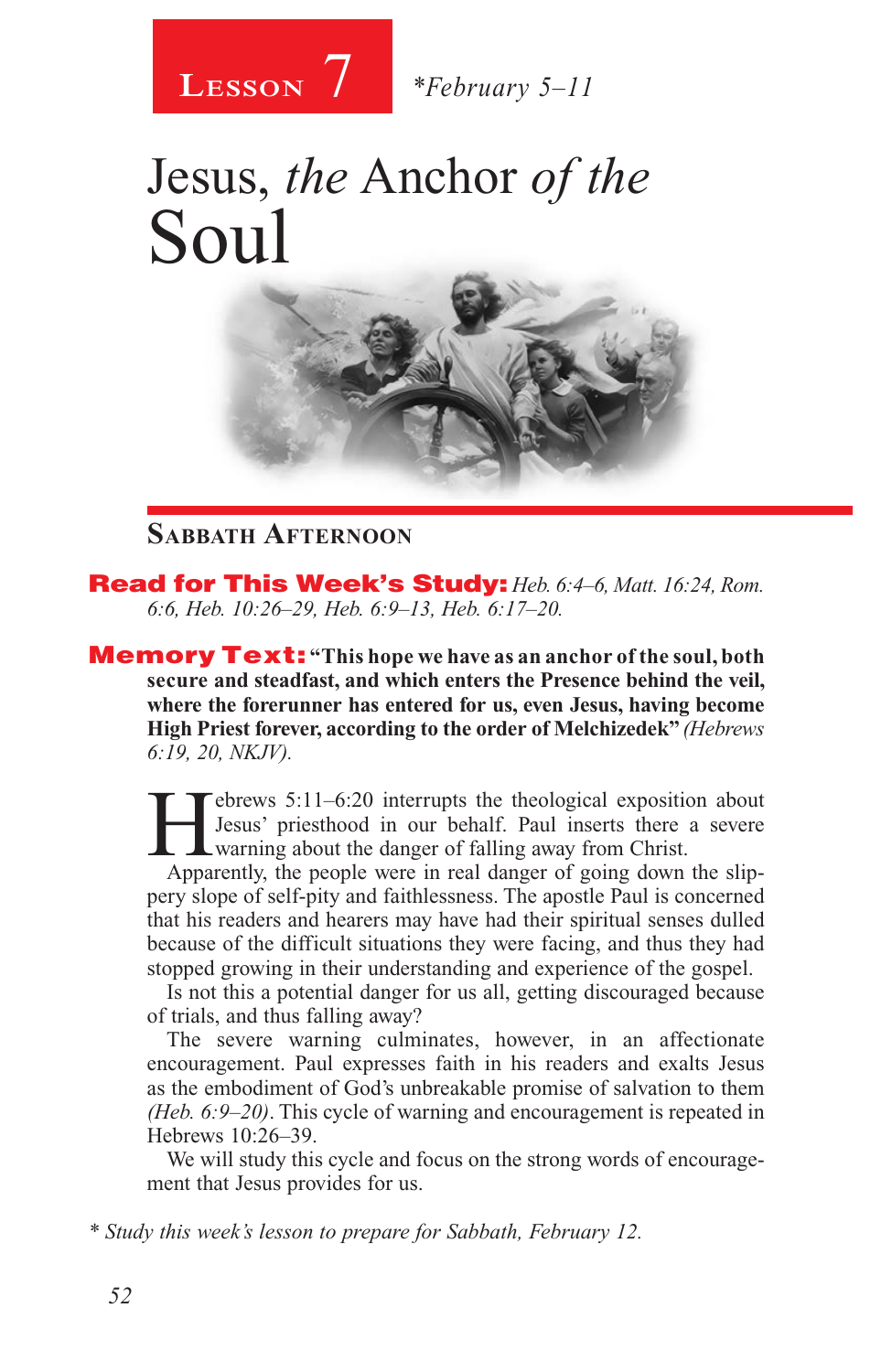**Lesson 7** *February 5–11

# Jesus, *the* Anchor *of the* Soul

## Sabbath Afternoon

**Read for This Week's Study:** *Heb. 6:4–6, Matt. 16:24, Rom. 6:6, Heb. 10:26–29, Heb. 6:9–13, Heb. 6:17–20.*

**Memory Text:** **"This hope we have as an anchor of the soul, both secure and steadfast, and which enters the Presence behind the veil, where the forerunner has entered for us, even Jesus, having become High Priest forever, according to the order of Melchizedek"** *(Hebrews 6:19, 20, NKJV).*

Hebrews 5:11–6:20 interrupts the theological exposition about Jesus' priesthood in our behalf. Paul inserts there a severe warning about the danger of falling away from Christ.

Apparently, the people were in real danger of going down the slippery slope of self-pity and faithlessness. The apostle Paul is concerned that his readers and hearers may have had their spiritual senses dulled because of the difficult situations they were facing, and thus they had stopped growing in their understanding and experience of the gospel.

Is not this a potential danger for us all, getting discouraged because of trials, and thus falling away?

The severe warning culminates, however, in an affectionate encouragement. Paul expresses faith in his readers and exalts Jesus as the embodiment of God's unbreakable promise of salvation to them *(Heb. 6:9–20)*. This cycle of warning and encouragement is repeated in Hebrews 10:26–39.

We will study this cycle and focus on the strong words of encouragement that Jesus provides for us.

* *Study this week's lesson to prepare for Sabbath, February 12.*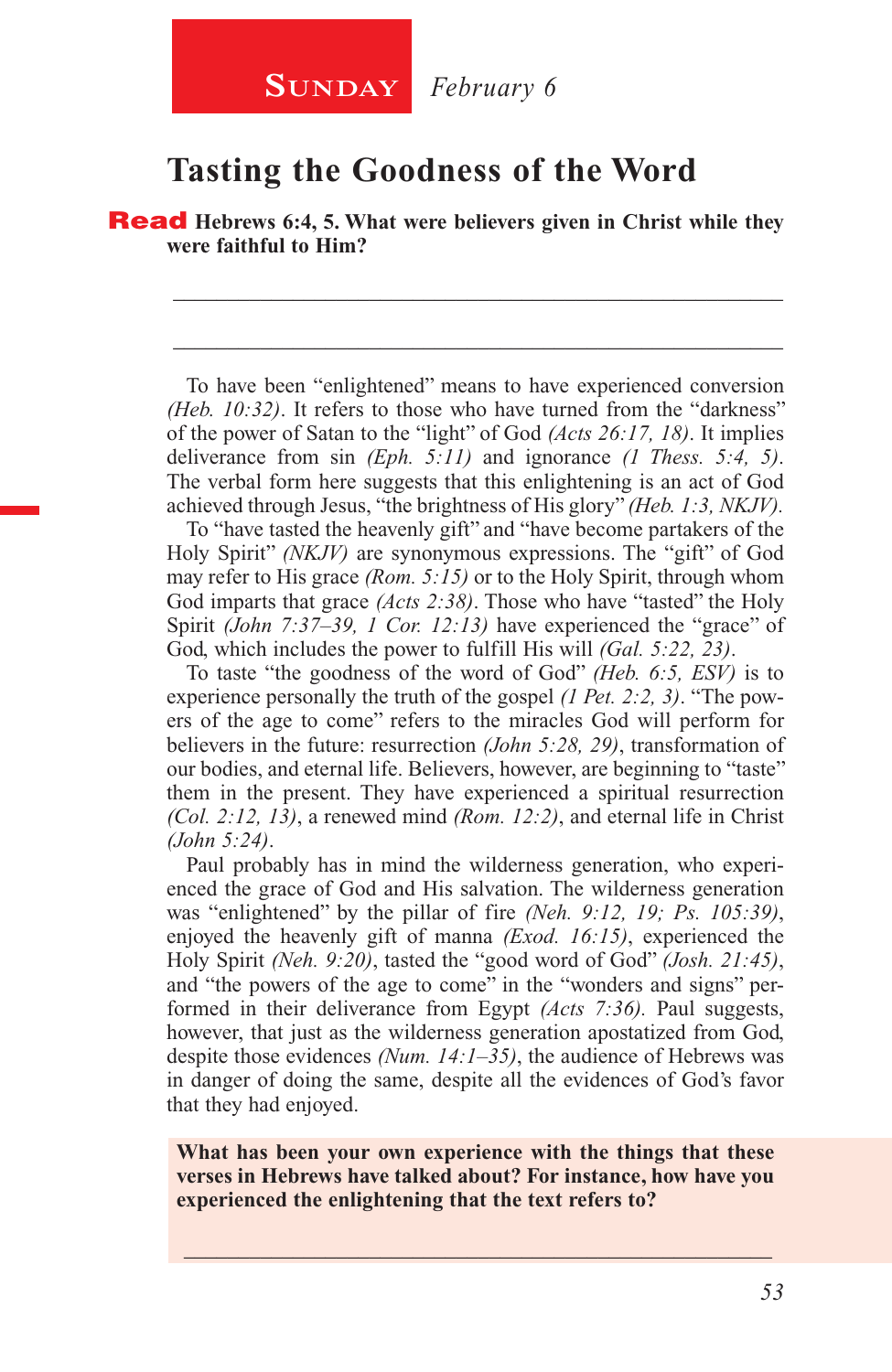**SUNDAY** *February 6*

# Tasting the Goodness of the Word

**Read Hebrews 6:4, 5. What were believers given in Christ while they were faithful to Him?**

_______________________________________________

_______________________________________________

To have been "enlightened" means to have experienced conversion *(Heb. 10:32)*. It refers to those who have turned from the "darkness" of the power of Satan to the "light" of God *(Acts 26:17, 18)*. It implies deliverance from sin *(Eph. 5:11)* and ignorance *(1 Thess. 5:4, 5)*. The verbal form here suggests that this enlightening is an act of God achieved through Jesus, "the brightness of His glory" *(Heb. 1:3, NKJV)*.

To "have tasted the heavenly gift" and "have become partakers of the Holy Spirit" *(NKJV)* are synonymous expressions. The "gift" of God may refer to His grace *(Rom. 5:15)* or to the Holy Spirit, through whom God imparts that grace *(Acts 2:38)*. Those who have "tasted" the Holy Spirit *(John 7:37–39, 1 Cor. 12:13)* have experienced the "grace" of God, which includes the power to fulfill His will *(Gal. 5:22, 23)*.

To taste "the goodness of the word of God" *(Heb. 6:5, ESV)* is to experience personally the truth of the gospel *(1 Pet. 2:2, 3)*. "The powers of the age to come" refers to the miracles God will perform for believers in the future: resurrection *(John 5:28, 29)*, transformation of our bodies, and eternal life. Believers, however, are beginning to "taste" them in the present. They have experienced a spiritual resurrection *(Col. 2:12, 13)*, a renewed mind *(Rom. 12:2)*, and eternal life in Christ *(John 5:24)*.

Paul probably has in mind the wilderness generation, who experienced the grace of God and His salvation. The wilderness generation was "enlightened" by the pillar of fire *(Neh. 9:12, 19; Ps. 105:39)*, enjoyed the heavenly gift of manna *(Exod. 16:15)*, experienced the Holy Spirit *(Neh. 9:20)*, tasted the "good word of God" *(Josh. 21:45)*, and "the powers of the age to come" in the "wonders and signs" performed in their deliverance from Egypt *(Acts 7:36)*. Paul suggests, however, that just as the wilderness generation apostatized from God, despite those evidences *(Num. 14:1–35)*, the audience of Hebrews was in danger of doing the same, despite all the evidences of God's favor that they had enjoyed.

**What has been your own experience with the things that these verses in Hebrews have talked about? For instance, how have you experienced the enlightening that the text refers to?**

_______________________________________________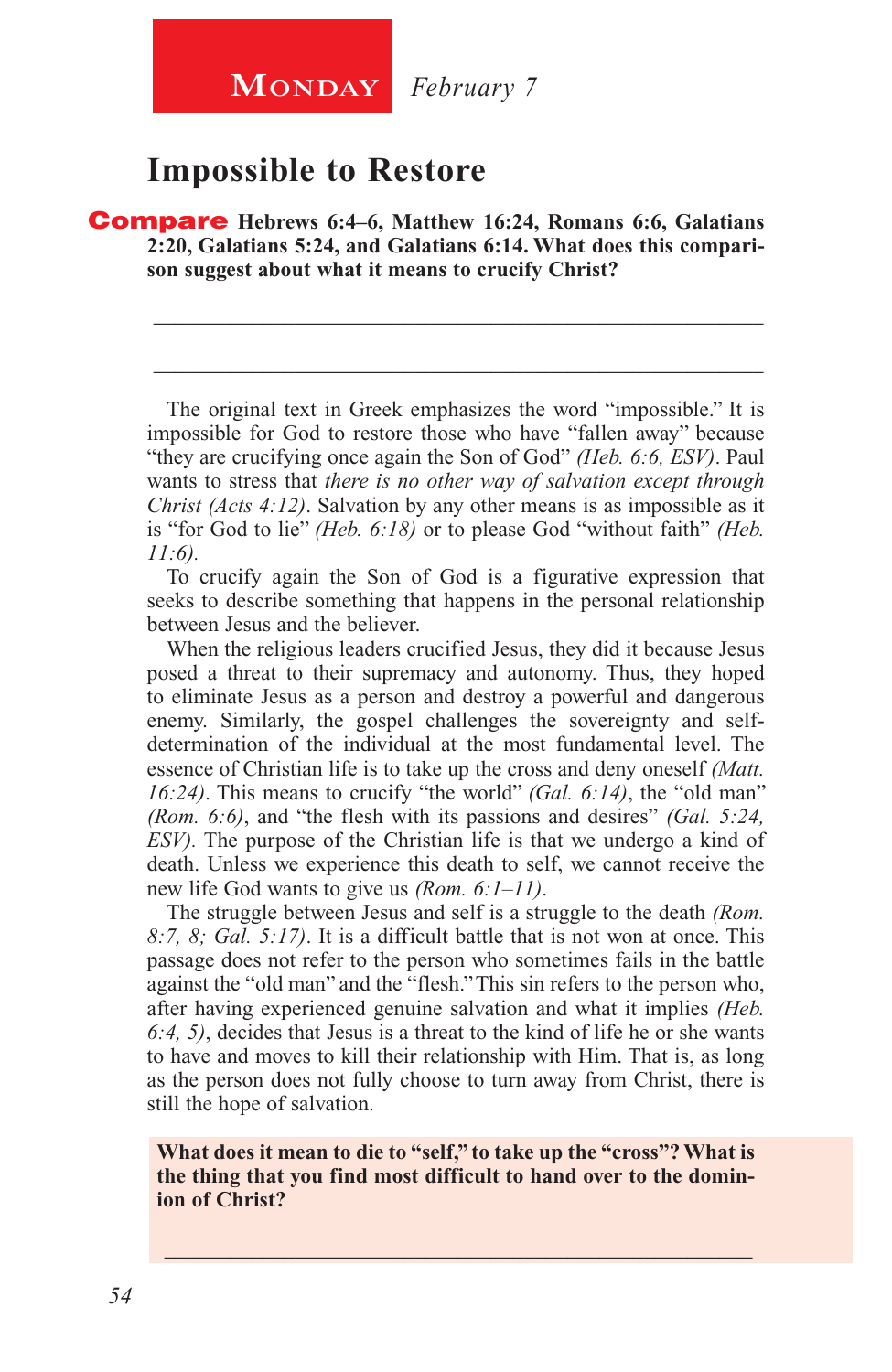**Monday** *February 7*

# Impossible to Restore

**Compare Hebrews 6:4–6, Matthew 16:24, Romans 6:6, Galatians 2:20, Galatians 5:24, and Galatians 6:14. What does this comparison suggest about what it means to crucify Christ?**

_______________________________________________

_______________________________________________

The original text in Greek emphasizes the word "impossible." It is impossible for God to restore those who have "fallen away" because "they are crucifying once again the Son of God" *(Heb. 6:6, ESV)*. Paul wants to stress that *there is no other way of salvation except through Christ (Acts 4:12)*. Salvation by any other means is as impossible as it is "for God to lie" *(Heb. 6:18)* or to please God "without faith" *(Heb. 11:6)*.

To crucify again the Son of God is a figurative expression that seeks to describe something that happens in the personal relationship between Jesus and the believer.

When the religious leaders crucified Jesus, they did it because Jesus posed a threat to their supremacy and autonomy. Thus, they hoped to eliminate Jesus as a person and destroy a powerful and dangerous enemy. Similarly, the gospel challenges the sovereignty and self-determination of the individual at the most fundamental level. The essence of Christian life is to take up the cross and deny oneself *(Matt. 16:24)*. This means to crucify "the world" *(Gal. 6:14)*, the "old man" *(Rom. 6:6)*, and "the flesh with its passions and desires" *(Gal. 5:24, ESV)*. The purpose of the Christian life is that we undergo a kind of death. Unless we experience this death to self, we cannot receive the new life God wants to give us *(Rom. 6:1–11)*.

The struggle between Jesus and self is a struggle to the death *(Rom. 8:7, 8; Gal. 5:17)*. It is a difficult battle that is not won at once. This passage does not refer to the person who sometimes fails in the battle against the "old man" and the "flesh." This sin refers to the person who, after having experienced genuine salvation and what it implies *(Heb. 6:4, 5)*, decides that Jesus is a threat to the kind of life he or she wants to have and moves to kill their relationship with Him. That is, as long as the person does not fully choose to turn away from Christ, there is still the hope of salvation.

**What does it mean to die to "self," to take up the "cross"? What is the thing that you find most difficult to hand over to the dominion of Christ?**

_______________________________________________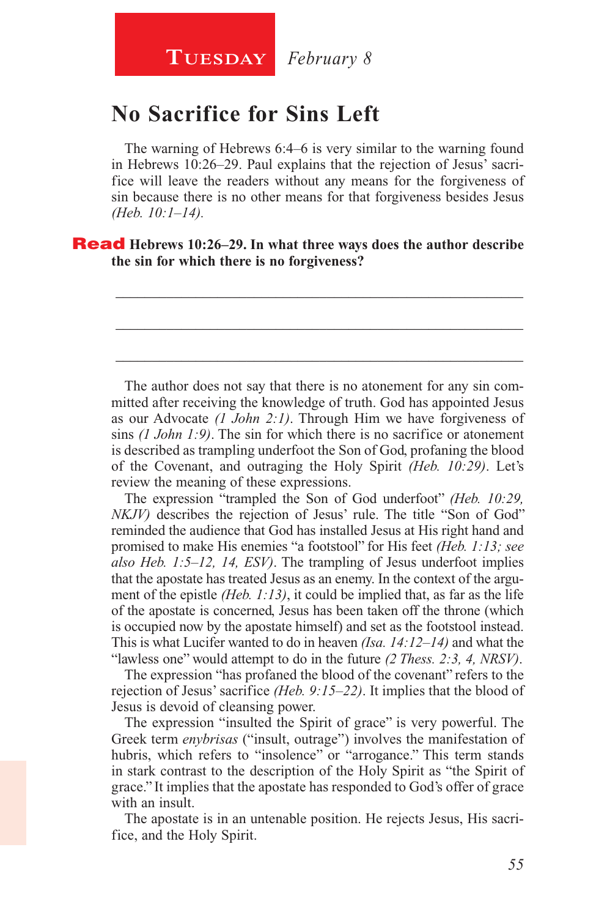**Tuesday** *February 8*

# No Sacrifice for Sins Left

The warning of Hebrews 6:4–6 is very similar to the warning found in Hebrews 10:26–29. Paul explains that the rejection of Jesus' sacrifice will leave the readers without any means for the forgiveness of sin because there is no other means for that forgiveness besides Jesus *(Heb. 10:1–14)*.

**Read Hebrews 10:26–29. In what three ways does the author describe the sin for which there is no forgiveness?**

________________________________________________________________

________________________________________________________________

________________________________________________________________

The author does not say that there is no atonement for any sin committed after receiving the knowledge of truth. God has appointed Jesus as our Advocate *(1 John 2:1)*. Through Him we have forgiveness of sins *(1 John 1:9)*. The sin for which there is no sacrifice or atonement is described as trampling underfoot the Son of God, profaning the blood of the Covenant, and outraging the Holy Spirit *(Heb. 10:29)*. Let's review the meaning of these expressions.

The expression "trampled the Son of God underfoot" *(Heb. 10:29, NKJV)* describes the rejection of Jesus' rule. The title "Son of God" reminded the audience that God has installed Jesus at His right hand and promised to make His enemies "a footstool" for His feet *(Heb. 1:13; see also Heb. 1:5–12, 14, ESV)*. The trampling of Jesus underfoot implies that the apostate has treated Jesus as an enemy. In the context of the argument of the epistle *(Heb. 1:13)*, it could be implied that, as far as the life of the apostate is concerned, Jesus has been taken off the throne (which is occupied now by the apostate himself) and set as the footstool instead. This is what Lucifer wanted to do in heaven *(Isa. 14:12–14)* and what the "lawless one" would attempt to do in the future *(2 Thess. 2:3, 4, NRSV)*.

The expression "has profaned the blood of the covenant" refers to the rejection of Jesus' sacrifice *(Heb. 9:15–22)*. It implies that the blood of Jesus is devoid of cleansing power.

The expression "insulted the Spirit of grace" is very powerful. The Greek term *enybrisas* ("insult, outrage") involves the manifestation of hubris, which refers to "insolence" or "arrogance." This term stands in stark contrast to the description of the Holy Spirit as "the Spirit of grace." It implies that the apostate has responded to God's offer of grace with an insult.

The apostate is in an untenable position. He rejects Jesus, His sacrifice, and the Holy Spirit.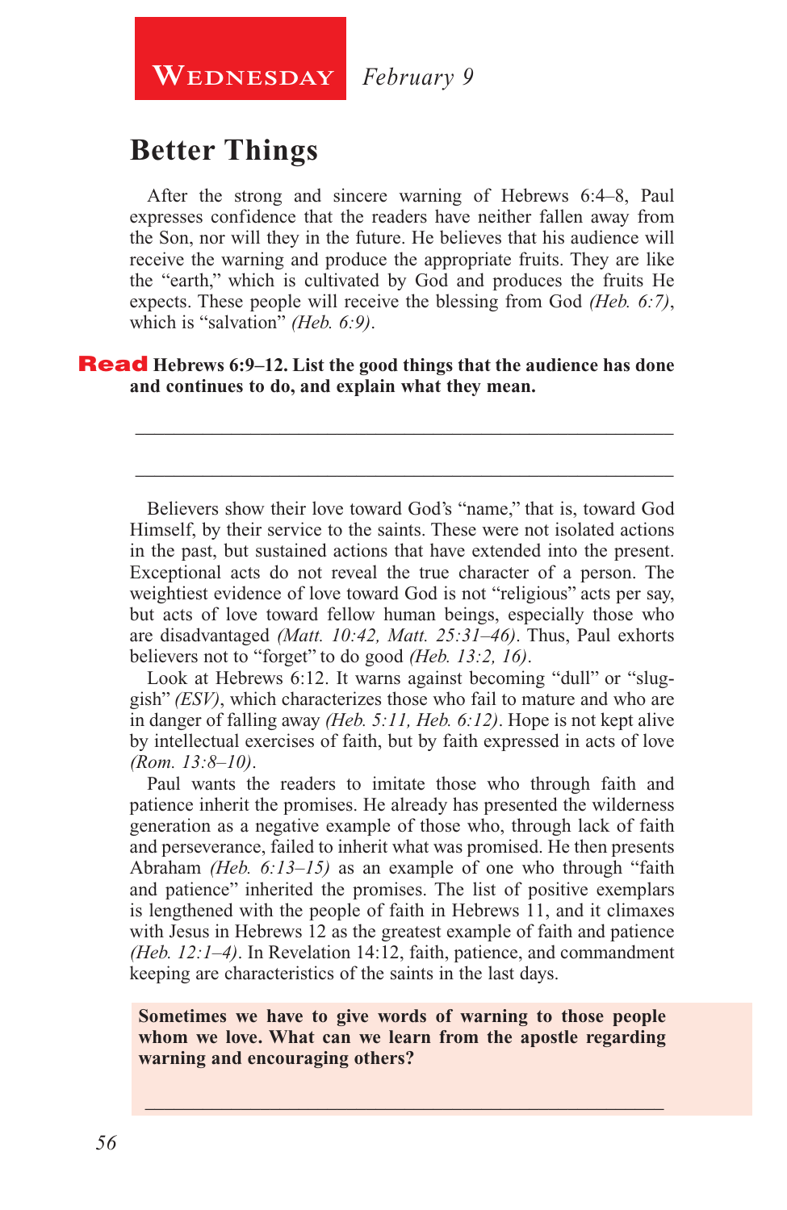**Wednesday** *February 9*

## Better Things

After the strong and sincere warning of Hebrews 6:4–8, Paul expresses confidence that the readers have neither fallen away from the Son, nor will they in the future. He believes that his audience will receive the warning and produce the appropriate fruits. They are like the "earth," which is cultivated by God and produces the fruits He expects. These people will receive the blessing from God *(Heb. 6:7)*, which is "salvation" *(Heb. 6:9)*.

**Read Hebrews 6:9–12. List the good things that the audience has done and continues to do, and explain what they mean.**

_______________________________________________

_______________________________________________

Believers show their love toward God's "name," that is, toward God Himself, by their service to the saints. These were not isolated actions in the past, but sustained actions that have extended into the present. Exceptional acts do not reveal the true character of a person. The weightiest evidence of love toward God is not "religious" acts per say, but acts of love toward fellow human beings, especially those who are disadvantaged *(Matt. 10:42, Matt. 25:31–46)*. Thus, Paul exhorts believers not to "forget" to do good *(Heb. 13:2, 16)*.

Look at Hebrews 6:12. It warns against becoming "dull" or "sluggish" *(ESV)*, which characterizes those who fail to mature and who are in danger of falling away *(Heb. 5:11, Heb. 6:12)*. Hope is not kept alive by intellectual exercises of faith, but by faith expressed in acts of love *(Rom. 13:8–10)*.

Paul wants the readers to imitate those who through faith and patience inherit the promises. He already has presented the wilderness generation as a negative example of those who, through lack of faith and perseverance, failed to inherit what was promised. He then presents Abraham *(Heb. 6:13–15)* as an example of one who through "faith and patience" inherited the promises. The list of positive exemplars is lengthened with the people of faith in Hebrews 11, and it climaxes with Jesus in Hebrews 12 as the greatest example of faith and patience *(Heb. 12:1–4)*. In Revelation 14:12, faith, patience, and commandment keeping are characteristics of the saints in the last days.

**Sometimes we have to give words of warning to those people whom we love. What can we learn from the apostle regarding warning and encouraging others?**

_______________________________________________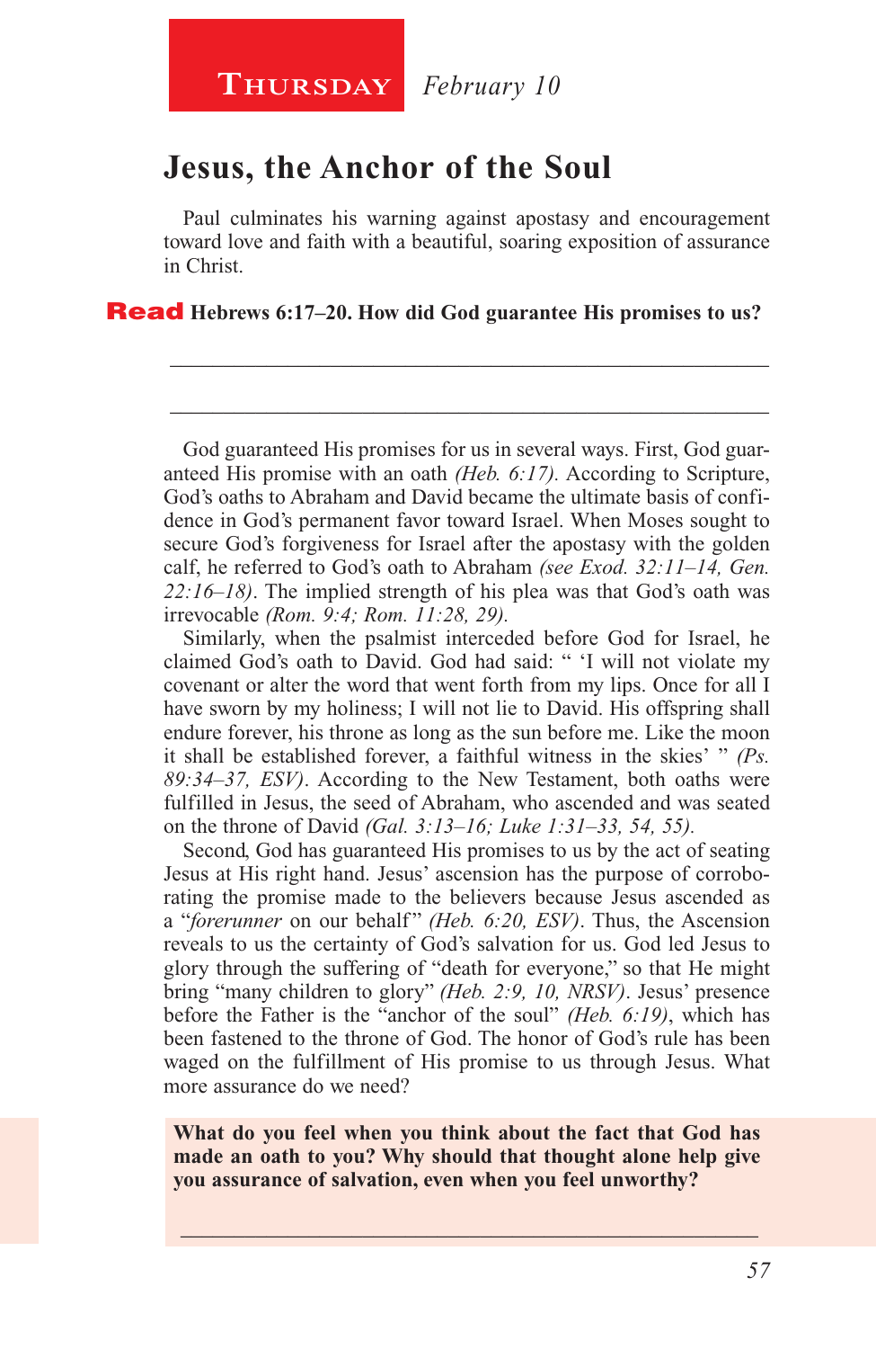**Thursday** *February 10*

# Jesus, the Anchor of the Soul

Paul culminates his warning against apostasy and encouragement toward love and faith with a beautiful, soaring exposition of assurance in Christ.

**Read Hebrews 6:17–20. How did God guarantee His promises to us?**

\_\_\_\_\_\_\_\_\_\_\_\_\_\_\_\_\_\_\_\_\_\_\_\_\_\_\_\_\_\_\_\_\_\_\_\_\_\_\_\_\_\_\_\_\_\_\_\_\_\_\_\_\_\_\_\_\_\_\_\_

\_\_\_\_\_\_\_\_\_\_\_\_\_\_\_\_\_\_\_\_\_\_\_\_\_\_\_\_\_\_\_\_\_\_\_\_\_\_\_\_\_\_\_\_\_\_\_\_\_\_\_\_\_\_\_\_\_\_\_\_

God guaranteed His promises for us in several ways. First, God guaranteed His promise with an oath *(Heb. 6:17)*. According to Scripture, God's oaths to Abraham and David became the ultimate basis of confidence in God's permanent favor toward Israel. When Moses sought to secure God's forgiveness for Israel after the apostasy with the golden calf, he referred to God's oath to Abraham *(see Exod. 32:11–14, Gen. 22:16–18)*. The implied strength of his plea was that God's oath was irrevocable *(Rom. 9:4; Rom. 11:28, 29)*.

Similarly, when the psalmist interceded before God for Israel, he claimed God's oath to David. God had said: " 'I will not violate my covenant or alter the word that went forth from my lips. Once for all I have sworn by my holiness; I will not lie to David. His offspring shall endure forever, his throne as long as the sun before me. Like the moon it shall be established forever, a faithful witness in the skies' " *(Ps. 89:34–37, ESV)*. According to the New Testament, both oaths were fulfilled in Jesus, the seed of Abraham, who ascended and was seated on the throne of David *(Gal. 3:13–16; Luke 1:31–33, 54, 55)*.

Second, God has guaranteed His promises to us by the act of seating Jesus at His right hand. Jesus' ascension has the purpose of corroborating the promise made to the believers because Jesus ascended as a "*forerunner* on our behalf" *(Heb. 6:20, ESV)*. Thus, the Ascension reveals to us the certainty of God's salvation for us. God led Jesus to glory through the suffering of "death for everyone," so that He might bring "many children to glory" *(Heb. 2:9, 10, NRSV)*. Jesus' presence before the Father is the "anchor of the soul" *(Heb. 6:19)*, which has been fastened to the throne of God. The honor of God's rule has been waged on the fulfillment of His promise to us through Jesus. What more assurance do we need?

**What do you feel when you think about the fact that God has made an oath to you? Why should that thought alone help give you assurance of salvation, even when you feel unworthy?**

\_\_\_\_\_\_\_\_\_\_\_\_\_\_\_\_\_\_\_\_\_\_\_\_\_\_\_\_\_\_\_\_\_\_\_\_\_\_\_\_\_\_\_\_\_\_\_\_\_\_\_\_\_\_\_\_\_\_\_\_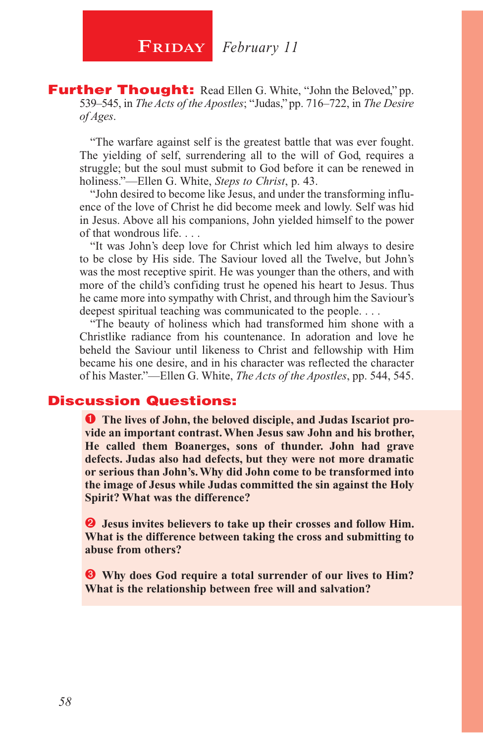## FRIDAY *February 11*

**Further Thought:** Read Ellen G. White, "John the Beloved," pp. 539–545, in *The Acts of the Apostles*; "Judas," pp. 716–722, in *The Desire of Ages*.

"The warfare against self is the greatest battle that was ever fought. The yielding of self, surrendering all to the will of God, requires a struggle; but the soul must submit to God before it can be renewed in holiness."—Ellen G. White, *Steps to Christ*, p. 43.

"John desired to become like Jesus, and under the transforming influence of the love of Christ he did become meek and lowly. Self was hid in Jesus. Above all his companions, John yielded himself to the power of that wondrous life. . . .

"It was John's deep love for Christ which led him always to desire to be close by His side. The Saviour loved all the Twelve, but John's was the most receptive spirit. He was younger than the others, and with more of the child's confiding trust he opened his heart to Jesus. Thus he came more into sympathy with Christ, and through him the Saviour's deepest spiritual teaching was communicated to the people. . . .

"The beauty of holiness which had transformed him shone with a Christlike radiance from his countenance. In adoration and love he beheld the Saviour until likeness to Christ and fellowship with Him became his one desire, and in his character was reflected the character of his Master."—Ellen G. White, *The Acts of the Apostles*, pp. 544, 545.

## Discussion Questions:

1. **The lives of John, the beloved disciple, and Judas Iscariot provide an important contrast. When Jesus saw John and his brother, He called them Boanerges, sons of thunder. John had grave defects. Judas also had defects, but they were not more dramatic or serious than John's. Why did John come to be transformed into the image of Jesus while Judas committed the sin against the Holy Spirit? What was the difference?**

2. **Jesus invites believers to take up their crosses and follow Him. What is the difference between taking the cross and submitting to abuse from others?**

3. **Why does God require a total surrender of our lives to Him? What is the relationship between free will and salvation?**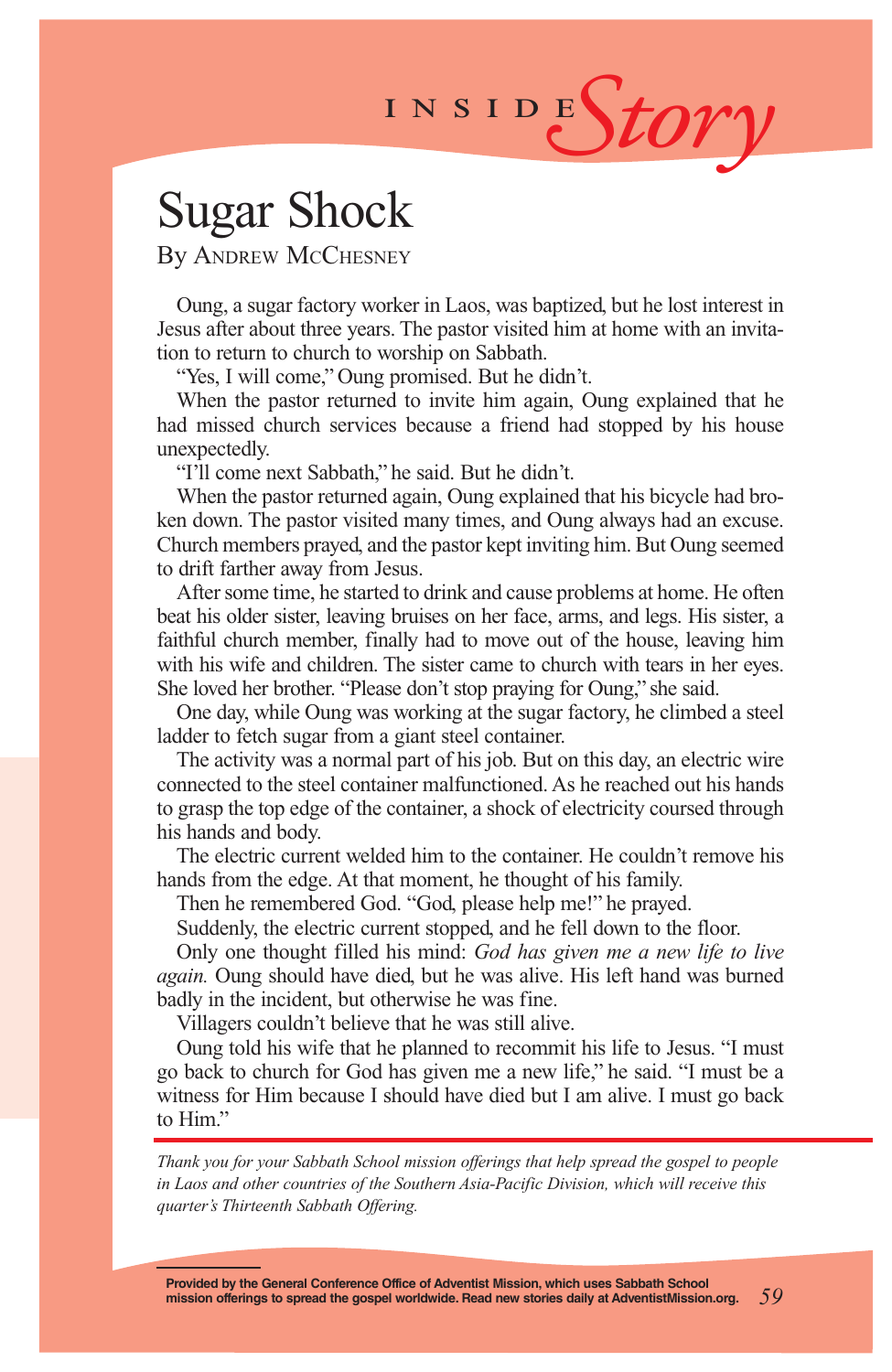INSIDE *Story*

# Sugar Shock

By Andrew McChesney

Oung, a sugar factory worker in Laos, was baptized, but he lost interest in Jesus after about three years. The pastor visited him at home with an invitation to return to church to worship on Sabbath.

"Yes, I will come," Oung promised. But he didn't.

When the pastor returned to invite him again, Oung explained that he had missed church services because a friend had stopped by his house unexpectedly.

"I'll come next Sabbath," he said. But he didn't.

When the pastor returned again, Oung explained that his bicycle had broken down. The pastor visited many times, and Oung always had an excuse. Church members prayed, and the pastor kept inviting him. But Oung seemed to drift farther away from Jesus.

After some time, he started to drink and cause problems at home. He often beat his older sister, leaving bruises on her face, arms, and legs. His sister, a faithful church member, finally had to move out of the house, leaving him with his wife and children. The sister came to church with tears in her eyes. She loved her brother. "Please don't stop praying for Oung," she said.

One day, while Oung was working at the sugar factory, he climbed a steel ladder to fetch sugar from a giant steel container.

The activity was a normal part of his job. But on this day, an electric wire connected to the steel container malfunctioned. As he reached out his hands to grasp the top edge of the container, a shock of electricity coursed through his hands and body.

The electric current welded him to the container. He couldn't remove his hands from the edge. At that moment, he thought of his family.

Then he remembered God. "God, please help me!" he prayed.

Suddenly, the electric current stopped, and he fell down to the floor.

Only one thought filled his mind: *God has given me a new life to live again.* Oung should have died, but he was alive. His left hand was burned badly in the incident, but otherwise he was fine.

Villagers couldn't believe that he was still alive.

Oung told his wife that he planned to recommit his life to Jesus. "I must go back to church for God has given me a new life," he said. "I must be a witness for Him because I should have died but I am alive. I must go back to Him."

---

*Thank you for your Sabbath School mission offerings that help spread the gospel to people in Laos and other countries of the Southern Asia-Pacific Division, which will receive this quarter's Thirteenth Sabbath Offering.*

**Provided by the General Conference Office of Adventist Mission, which uses Sabbath School mission offerings to spread the gospel worldwide. Read new stories daily at AdventistMission.org.**